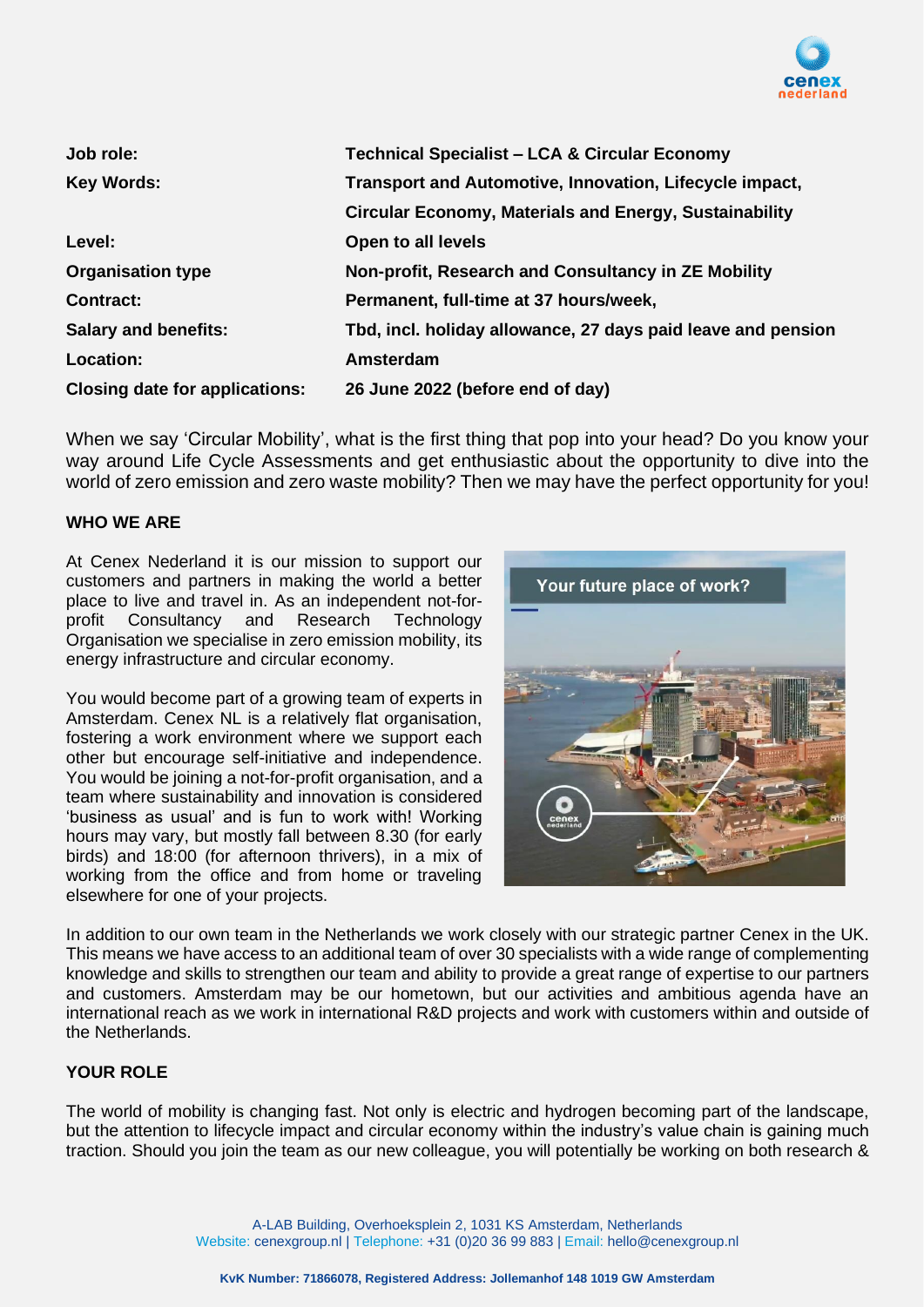| | |
|---|---|
| **Job role:** | **Technical Specialist – LCA & Circular Economy** |
| **Key Words:** | **Transport and Automotive, Innovation, Lifecycle impact, Circular Economy, Materials and Energy, Sustainability** |
| **Level:** | **Open to all levels** |
| **Organisation type** | **Non-profit, Research and Consultancy in ZE Mobility** |
| **Contract:** | **Permanent, full-time at 37 hours/week,** |
| **Salary and benefits:** | **Tbd, incl. holiday allowance, 27 days paid leave and pension** |
| **Location:** | **Amsterdam** |
| **Closing date for applications:** | **26 June 2022 (before end of day)** |

When we say 'Circular Mobility', what is the first thing that pop into your head? Do you know your way around Life Cycle Assessments and get enthusiastic about the opportunity to dive into the world of zero emission and zero waste mobility? Then we may have the perfect opportunity for you!

## WHO WE ARE

At Cenex Nederland it is our mission to support our customers and partners in making the world a better place to live and travel in. As an independent not-for-profit Consultancy and Research Technology Organisation we specialise in zero emission mobility, its energy infrastructure and circular economy.

You would become part of a growing team of experts in Amsterdam. Cenex NL is a relatively flat organisation, fostering a work environment where we support each other but encourage self-initiative and independence. You would be joining a not-for-profit organisation, and a team where sustainability and innovation is considered 'business as usual' and is fun to work with! Working hours may vary, but mostly fall between 8.30 (for early birds) and 18:00 (for afternoon thrivers), in a mix of working from the office and from home or traveling elsewhere for one of your projects.

Your future place of work?

In addition to our own team in the Netherlands we work closely with our strategic partner Cenex in the UK. This means we have access to an additional team of over 30 specialists with a wide range of complementing knowledge and skills to strengthen our team and ability to provide a great range of expertise to our partners and customers. Amsterdam may be our hometown, but our activities and ambitious agenda have an international reach as we work in international R&D projects and work with customers within and outside of the Netherlands.

## YOUR ROLE

The world of mobility is changing fast. Not only is electric and hydrogen becoming part of the landscape, but the attention to lifecycle impact and circular economy within the industry's value chain is gaining much traction. Should you join the team as our new colleague, you will potentially be working on both research &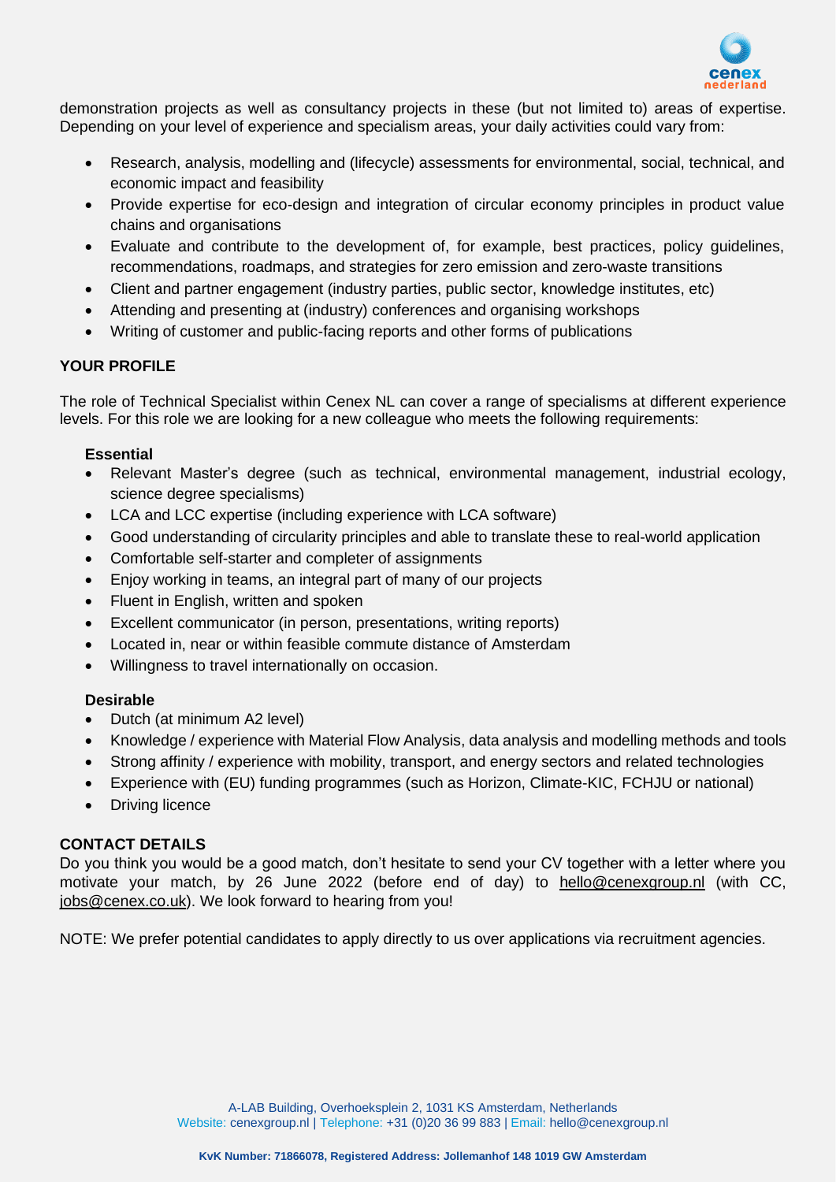demonstration projects as well as consultancy projects in these (but not limited to) areas of expertise. Depending on your level of experience and specialism areas, your daily activities could vary from:

- Research, analysis, modelling and (lifecycle) assessments for environmental, social, technical, and economic impact and feasibility
- Provide expertise for eco-design and integration of circular economy principles in product value chains and organisations
- Evaluate and contribute to the development of, for example, best practices, policy guidelines, recommendations, roadmaps, and strategies for zero emission and zero-waste transitions
- Client and partner engagement (industry parties, public sector, knowledge institutes, etc)
- Attending and presenting at (industry) conferences and organising workshops
- Writing of customer and public-facing reports and other forms of publications

## YOUR PROFILE

The role of Technical Specialist within Cenex NL can cover a range of specialisms at different experience levels. For this role we are looking for a new colleague who meets the following requirements:

### Essential

- Relevant Master's degree (such as technical, environmental management, industrial ecology, science degree specialisms)
- LCA and LCC expertise (including experience with LCA software)
- Good understanding of circularity principles and able to translate these to real-world application
- Comfortable self-starter and completer of assignments
- Enjoy working in teams, an integral part of many of our projects
- Fluent in English, written and spoken
- Excellent communicator (in person, presentations, writing reports)
- Located in, near or within feasible commute distance of Amsterdam
- Willingness to travel internationally on occasion.

### Desirable

- Dutch (at minimum A2 level)
- Knowledge / experience with Material Flow Analysis, data analysis and modelling methods and tools
- Strong affinity / experience with mobility, transport, and energy sectors and related technologies
- Experience with (EU) funding programmes (such as Horizon, Climate-KIC, FCHJU or national)
- Driving licence

## CONTACT DETAILS

Do you think you would be a good match, don't hesitate to send your CV together with a letter where you motivate your match, by 26 June 2022 (before end of day) to hello@cenexgroup.nl (with CC, jobs@cenex.co.uk). We look forward to hearing from you!

NOTE: We prefer potential candidates to apply directly to us over applications via recruitment agencies.